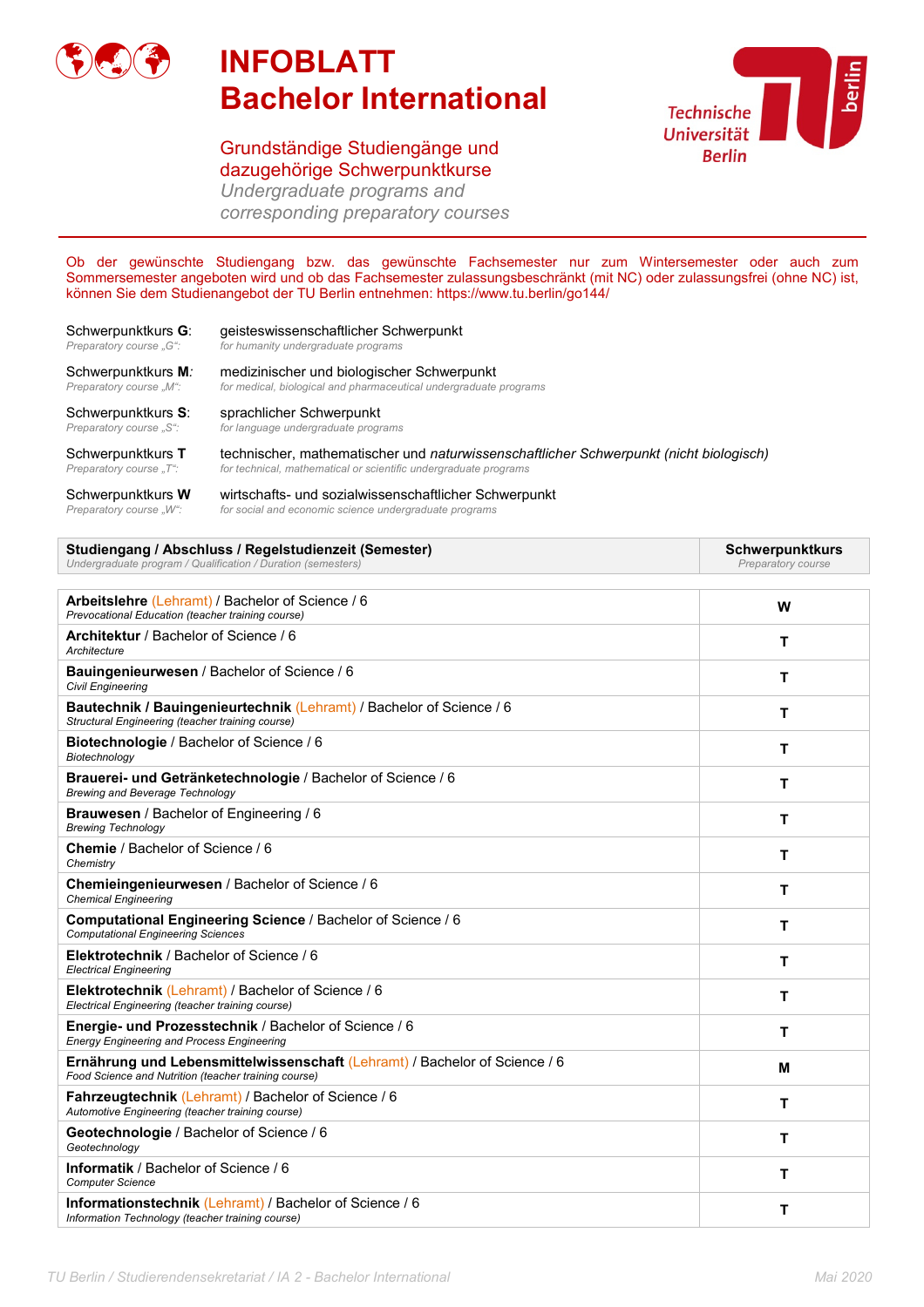# INFOBLATT
# Bachelor International

## Grundständige Studiengänge und dazugehörige Schwerpunktkurse
*Undergraduate programs and corresponding preparatory courses*

Ob der gewünschte Studiengang bzw. das gewünschte Fachsemester nur zum Wintersemester oder auch zum Sommersemester angeboten wird und ob das Fachsemester zulassungsbeschränkt (mit NC) oder zulassungsfrei (ohne NC) ist, können Sie dem Studienangebot der TU Berlin entnehmen: https://www.tu.berlin/go144/

| | |
|---|---|
| Schwerpunktkurs **G**: <br> *Preparatory course „G“:* | geisteswissenschaftlicher Schwerpunkt <br> *for humanity undergraduate programs* |
| Schwerpunktkurs **M**: <br> *Preparatory course „M“:* | medizinischer und biologischer Schwerpunkt <br> *for medical, biological and pharmaceutical undergraduate programs* |
| Schwerpunktkurs **S**: <br> *Preparatory course „S“:* | sprachlicher Schwerpunkt <br> *for language undergraduate programs* |
| Schwerpunktkurs **T** <br> *Preparatory course „T“:* | technischer, mathematischer und *naturwissenschaftlicher Schwerpunkt (nicht biologisch)* <br> *for technical, mathematical or scientific undergraduate programs* |
| Schwerpunktkurs **W** <br> *Preparatory course „W“:* | wirtschafts- und sozialwissenschaftlicher Schwerpunkt <br> *for social and economic science undergraduate programs* |

| **Studiengang / Abschluss / Regelstudienzeit (Semester)** <br> *Undergraduate program / Qualification / Duration (semesters)* | **Schwerpunktkurs** <br> *Preparatory course* |
|---|---|
| **Arbeitslehre** (Lehramt) / Bachelor of Science / 6 <br> *Prevocational Education (teacher training course)* | **W** |
| **Architektur** / Bachelor of Science / 6 <br> *Architecture* | **T** |
| **Bauingenieurwesen** / Bachelor of Science / 6 <br> *Civil Engineering* | **T** |
| **Bautechnik / Bauingenieurtechnik** (Lehramt) / Bachelor of Science / 6 <br> *Structural Engineering (teacher training course)* | **T** |
| **Biotechnologie** / Bachelor of Science / 6 <br> *Biotechnology* | **T** |
| **Brauerei- und Getränketechnologie** / Bachelor of Science / 6 <br> *Brewing and Beverage Technology* | **T** |
| **Brauwesen** / Bachelor of Engineering / 6 <br> *Brewing Technology* | **T** |
| **Chemie** / Bachelor of Science / 6 <br> *Chemistry* | **T** |
| **Chemieingenieurwesen** / Bachelor of Science / 6 <br> *Chemical Engineering* | **T** |
| **Computational Engineering Science** / Bachelor of Science / 6 <br> *Computational Engineering Sciences* | **T** |
| **Elektrotechnik** / Bachelor of Science / 6 <br> *Electrical Engineering* | **T** |
| **Elektrotechnik** (Lehramt) / Bachelor of Science / 6 <br> *Electrical Engineering (teacher training course)* | **T** |
| **Energie- und Prozesstechnik** / Bachelor of Science / 6 <br> *Energy Engineering and Process Engineering* | **T** |
| **Ernährung und Lebensmittelwissenschaft** (Lehramt) / Bachelor of Science / 6 <br> *Food Science and Nutrition (teacher training course)* | **M** |
| **Fahrzeugtechnik** (Lehramt) / Bachelor of Science / 6 <br> *Automotive Engineering (teacher training course)* | **T** |
| **Geotechnologie** / Bachelor of Science / 6 <br> *Geotechnology* | **T** |
| **Informatik** / Bachelor of Science / 6 <br> *Computer Science* | **T** |
| **Informationstechnik** (Lehramt) / Bachelor of Science / 6 <br> *Information Technology (teacher training course)* | **T** |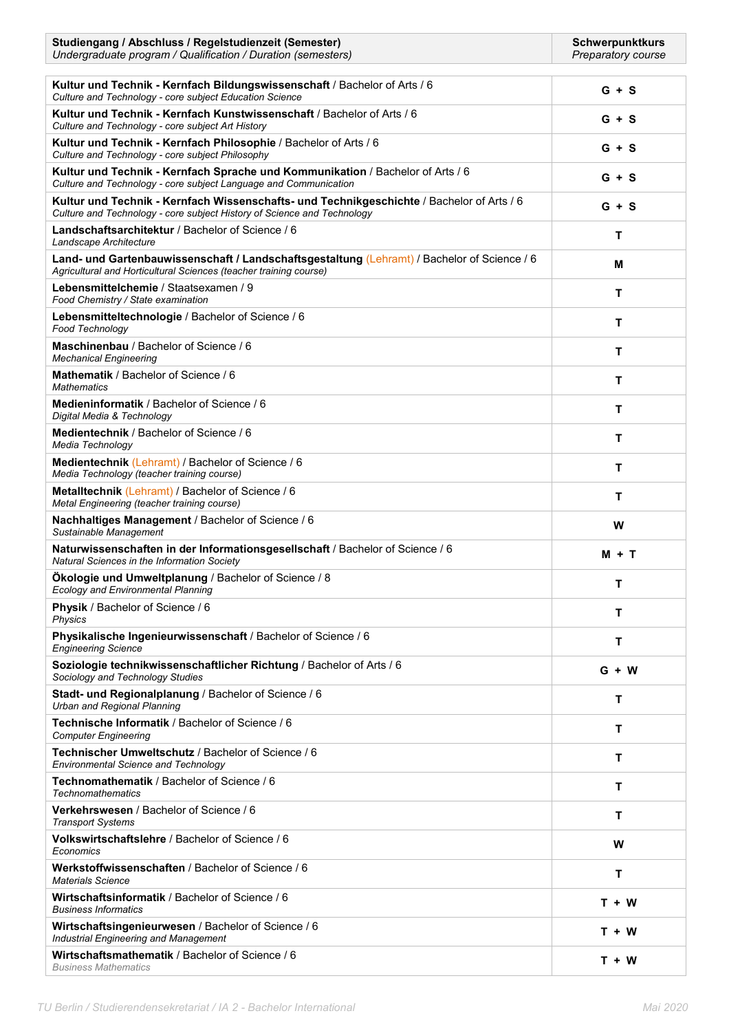| **Studiengang / Abschluss / Regelstudienzeit (Semester)**<br>*Undergraduate program / Qualification / Duration (semesters)* | **Schwerpunktkurs**<br>*Preparatory course* |
|---|---|
| **Kultur und Technik - Kernfach Bildungswissenschaft** / Bachelor of Arts / 6<br>*Culture and Technology - core subject Education Science* | **G + S** |
| **Kultur und Technik - Kernfach Kunstwissenschaft** / Bachelor of Arts / 6<br>*Culture and Technology - core subject Art History* | **G + S** |
| **Kultur und Technik - Kernfach Philosophie** / Bachelor of Arts / 6<br>*Culture and Technology - core subject Philosophy* | **G + S** |
| **Kultur und Technik - Kernfach Sprache und Kommunikation** / Bachelor of Arts / 6<br>*Culture and Technology - core subject Language and Communication* | **G + S** |
| **Kultur und Technik - Kernfach Wissenschafts- und Technikgeschichte** / Bachelor of Arts / 6<br>*Culture and Technology - core subject History of Science and Technology* | **G + S** |
| **Landschaftsarchitektur** / Bachelor of Science / 6<br>*Landscape Architecture* | **T** |
| **Land- und Gartenbauwissenschaft / Landschaftsgestaltung** (Lehramt) / Bachelor of Science / 6<br>*Agricultural and Horticultural Sciences (teacher training course)* | **M** |
| **Lebensmittelchemie** / Staatsexamen / 9<br>*Food Chemistry / State examination* | **T** |
| **Lebensmitteltechnologie** / Bachelor of Science / 6<br>*Food Technology* | **T** |
| **Maschinenbau** / Bachelor of Science / 6<br>*Mechanical Engineering* | **T** |
| **Mathematik** / Bachelor of Science / 6<br>*Mathematics* | **T** |
| **Medieninformatik** / Bachelor of Science / 6<br>*Digital Media & Technology* | **T** |
| **Medientechnik** / Bachelor of Science / 6<br>*Media Technology* | **T** |
| **Medientechnik** (Lehramt) / Bachelor of Science / 6<br>*Media Technology (teacher training course)* | **T** |
| **Metalltechnik** (Lehramt) / Bachelor of Science / 6<br>*Metal Engineering (teacher training course)* | **T** |
| **Nachhaltiges Management** / Bachelor of Science / 6<br>*Sustainable Management* | **W** |
| **Naturwissenschaften in der Informationsgesellschaft** / Bachelor of Science / 6<br>*Natural Sciences in the Information Society* | **M + T** |
| **Ökologie und Umweltplanung** / Bachelor of Science / 8<br>*Ecology and Environmental Planning* | **T** |
| **Physik** / Bachelor of Science / 6<br>*Physics* | **T** |
| **Physikalische Ingenieurwissenschaft** / Bachelor of Science / 6<br>*Engineering Science* | **T** |
| **Soziologie technikwissenschaftlicher Richtung** / Bachelor of Arts / 6<br>*Sociology and Technology Studies* | **G + W** |
| **Stadt- und Regionalplanung** / Bachelor of Science / 6<br>*Urban and Regional Planning* | **T** |
| **Technische Informatik** / Bachelor of Science / 6<br>*Computer Engineering* | **T** |
| **Technischer Umweltschutz** / Bachelor of Science / 6<br>*Environmental Science and Technology* | **T** |
| **Technomathematik** / Bachelor of Science / 6<br>*Technomathematics* | **T** |
| **Verkehrswesen** / Bachelor of Science / 6<br>*Transport Systems* | **T** |
| **Volkswirtschaftslehre** / Bachelor of Science / 6<br>*Economics* | **W** |
| **Werkstoffwissenschaften** / Bachelor of Science / 6<br>*Materials Science* | **T** |
| **Wirtschaftsinformatik** / Bachelor of Science / 6<br>*Business Informatics* | **T + W** |
| **Wirtschaftsingenieurwesen** / Bachelor of Science / 6<br>*Industrial Engineering and Management* | **T + W** |
| **Wirtschaftsmathematik** / Bachelor of Science / 6<br>*Business Mathematics* | **T + W** |

*TU Berlin / Studierendensekretariat / IA 2 - Bachelor International* — *Mai 2020*